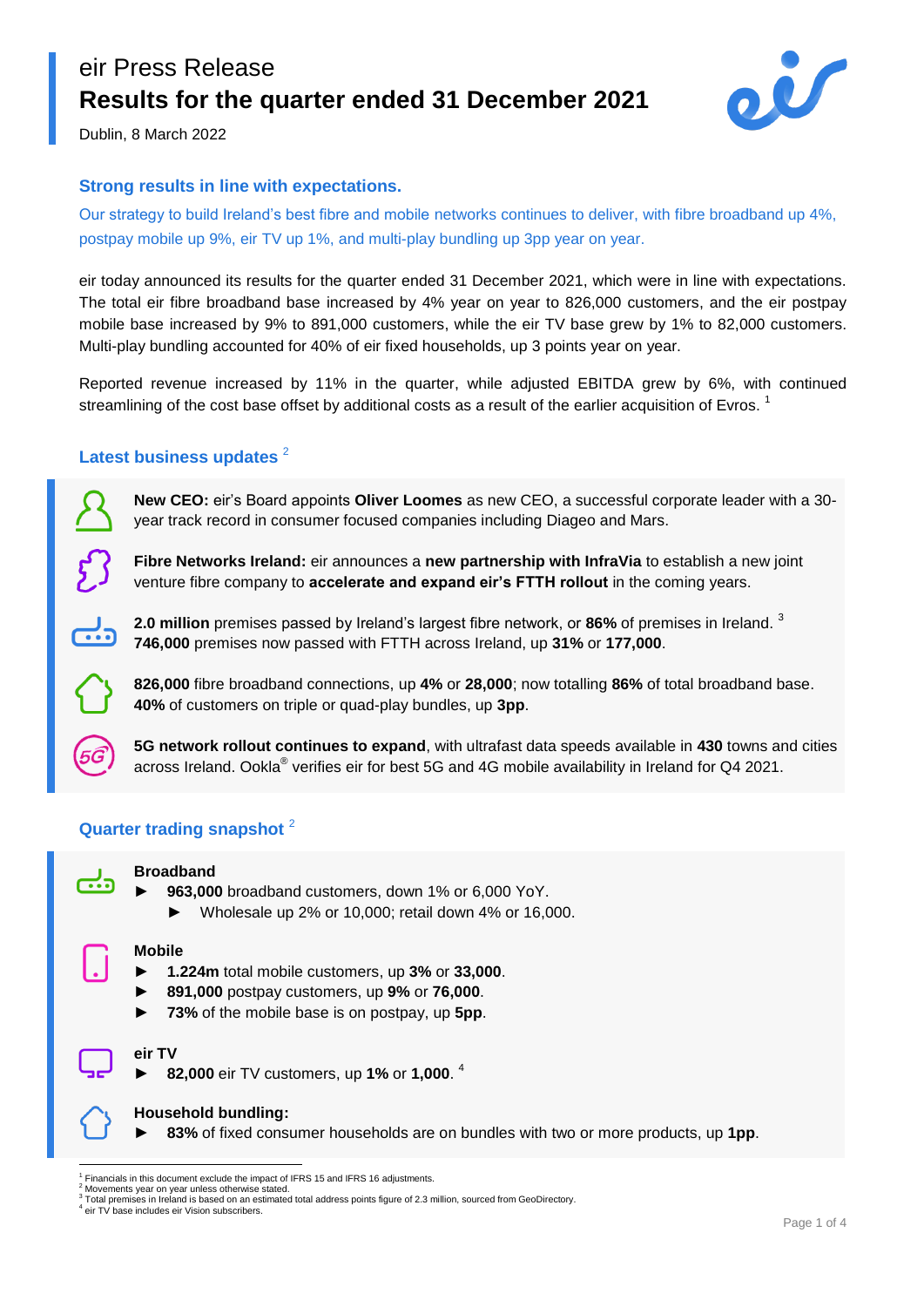# eir Press Release
# Results for the quarter ended 31 December 2021

Dublin, 8 March 2022

## Strong results in line with expectations.

Our strategy to build Ireland's best fibre and mobile networks continues to deliver, with fibre broadband up 4%, postpay mobile up 9%, eir TV up 1%, and multi-play bundling up 3pp year on year.

eir today announced its results for the quarter ended 31 December 2021, which were in line with expectations. The total eir fibre broadband base increased by 4% year on year to 826,000 customers, and the eir postpay mobile base increased by 9% to 891,000 customers, while the eir TV base grew by 1% to 82,000 customers. Multi-play bundling accounted for 40% of eir fixed households, up 3 points year on year.

Reported revenue increased by 11% in the quarter, while adjusted EBITDA grew by 6%, with continued streamlining of the cost base offset by additional costs as a result of the earlier acquisition of Evros. [1]

## Latest business updates [2]

**New CEO:** eir's Board appoints **Oliver Loomes** as new CEO, a successful corporate leader with a 30-year track record in consumer focused companies including Diageo and Mars.

**Fibre Networks Ireland:** eir announces a **new partnership with InfraVia** to establish a new joint venture fibre company to **accelerate and expand eir's FTTH rollout** in the coming years.

**2.0 million** premises passed by Ireland's largest fibre network, or **86%** of premises in Ireland. [3]
**746,000** premises now passed with FTTH across Ireland, up **31%** or **177,000**.

**826,000** fibre broadband connections, up **4%** or **28,000**; now totalling **86%** of total broadband base.
**40%** of customers on triple or quad-play bundles, up **3pp**.

**5G network rollout continues to expand**, with ultrafast data speeds available in **430** towns and cities across Ireland. Ookla® verifies eir for best 5G and 4G mobile availability in Ireland for Q4 2021.

## Quarter trading snapshot [2]

**Broadband**

- **963,000** broadband customers, down 1% or 6,000 YoY.
  - Wholesale up 2% or 10,000; retail down 4% or 16,000.

**Mobile**

- **1.224m** total mobile customers, up **3%** or **33,000**.
- **891,000** postpay customers, up **9%** or **76,000**.
- **73%** of the mobile base is on postpay, up **5pp**.

**eir TV**

- **82,000** eir TV customers, up **1%** or **1,000**. [4]

**Household bundling:**

- **83%** of fixed consumer households are on bundles with two or more products, up **1pp**.

---

[1] Financials in this document exclude the impact of IFRS 15 and IFRS 16 adjustments.
[2] Movements year on year unless otherwise stated.
[3] Total premises in Ireland is based on an estimated total address points figure of 2.3 million, sourced from GeoDirectory.
[4] eir TV base includes eir Vision subscribers.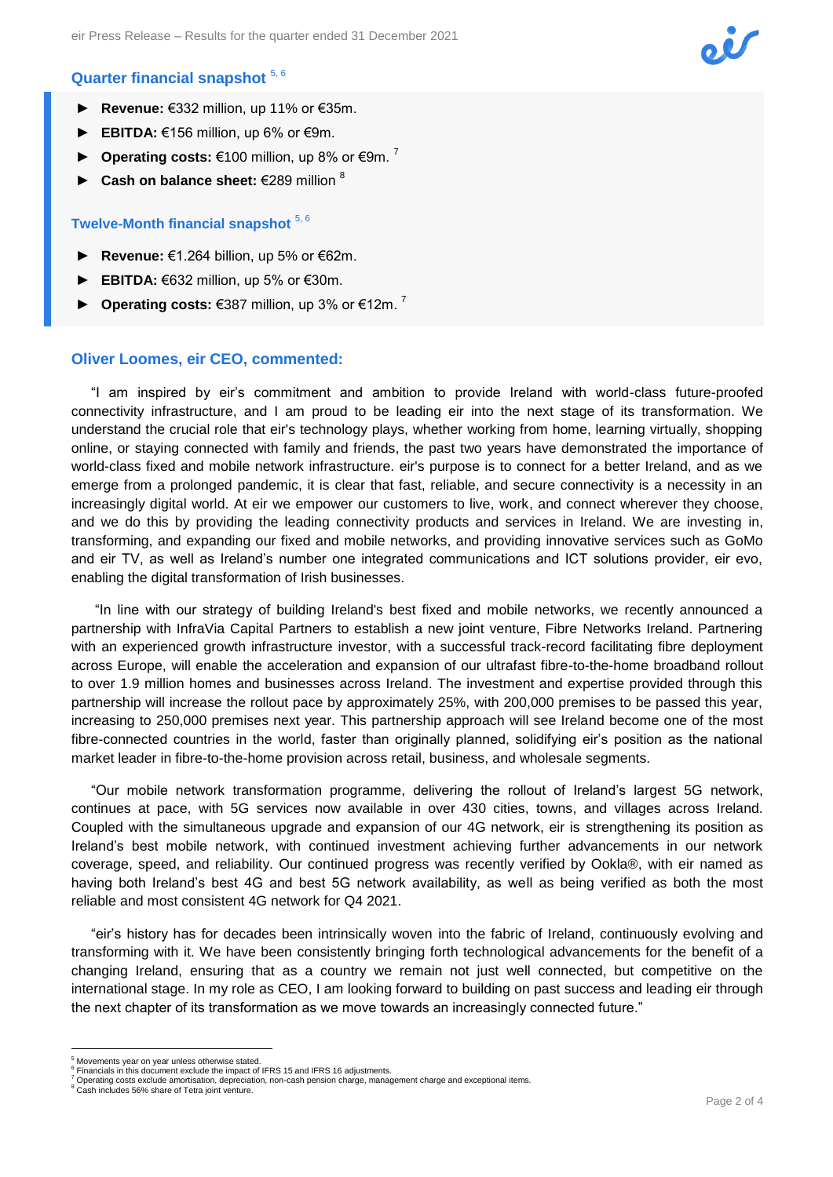## Quarter financial snapshot [5, 6]

- **Revenue:** €332 million, up 11% or €35m.
- **EBITDA:** €156 million, up 6% or €9m.
- **Operating costs:** €100 million, up 8% or €9m. [7]
- **Cash on balance sheet:** €289 million [8]

## Twelve-Month financial snapshot [5, 6]

- **Revenue:** €1.264 billion, up 5% or €62m.
- **EBITDA:** €632 million, up 5% or €30m.
- **Operating costs:** €387 million, up 3% or €12m. [7]

## Oliver Loomes, eir CEO, commented:

"I am inspired by eir's commitment and ambition to provide Ireland with world-class future-proofed connectivity infrastructure, and I am proud to be leading eir into the next stage of its transformation. We understand the crucial role that eir's technology plays, whether working from home, learning virtually, shopping online, or staying connected with family and friends, the past two years have demonstrated the importance of world-class fixed and mobile network infrastructure. eir's purpose is to connect for a better Ireland, and as we emerge from a prolonged pandemic, it is clear that fast, reliable, and secure connectivity is a necessity in an increasingly digital world. At eir we empower our customers to live, work, and connect wherever they choose, and we do this by providing the leading connectivity products and services in Ireland. We are investing in, transforming, and expanding our fixed and mobile networks, and providing innovative services such as GoMo and eir TV, as well as Ireland's number one integrated communications and ICT solutions provider, eir evo, enabling the digital transformation of Irish businesses.

"In line with our strategy of building Ireland's best fixed and mobile networks, we recently announced a partnership with InfraVia Capital Partners to establish a new joint venture, Fibre Networks Ireland. Partnering with an experienced growth infrastructure investor, with a successful track-record facilitating fibre deployment across Europe, will enable the acceleration and expansion of our ultrafast fibre-to-the-home broadband rollout to over 1.9 million homes and businesses across Ireland. The investment and expertise provided through this partnership will increase the rollout pace by approximately 25%, with 200,000 premises to be passed this year, increasing to 250,000 premises next year. This partnership approach will see Ireland become one of the most fibre-connected countries in the world, faster than originally planned, solidifying eir's position as the national market leader in fibre-to-the-home provision across retail, business, and wholesale segments.

"Our mobile network transformation programme, delivering the rollout of Ireland's largest 5G network, continues at pace, with 5G services now available in over 430 cities, towns, and villages across Ireland. Coupled with the simultaneous upgrade and expansion of our 4G network, eir is strengthening its position as Ireland's best mobile network, with continued investment achieving further advancements in our network coverage, speed, and reliability. Our continued progress was recently verified by Ookla®, with eir named as having both Ireland's best 4G and best 5G network availability, as well as being verified as both the most reliable and most consistent 4G network for Q4 2021.

"eir's history has for decades been intrinsically woven into the fabric of Ireland, continuously evolving and transforming with it. We have been consistently bringing forth technological advancements for the benefit of a changing Ireland, ensuring that as a country we remain not just well connected, but competitive on the international stage. In my role as CEO, I am looking forward to building on past success and leading eir through the next chapter of its transformation as we move towards an increasingly connected future."

---

[5] Movements year on year unless otherwise stated.
[6] Financials in this document exclude the impact of IFRS 15 and IFRS 16 adjustments.
[7] Operating costs exclude amortisation, depreciation, non-cash pension charge, management charge and exceptional items.
[8] Cash includes 56% share of Tetra joint venture.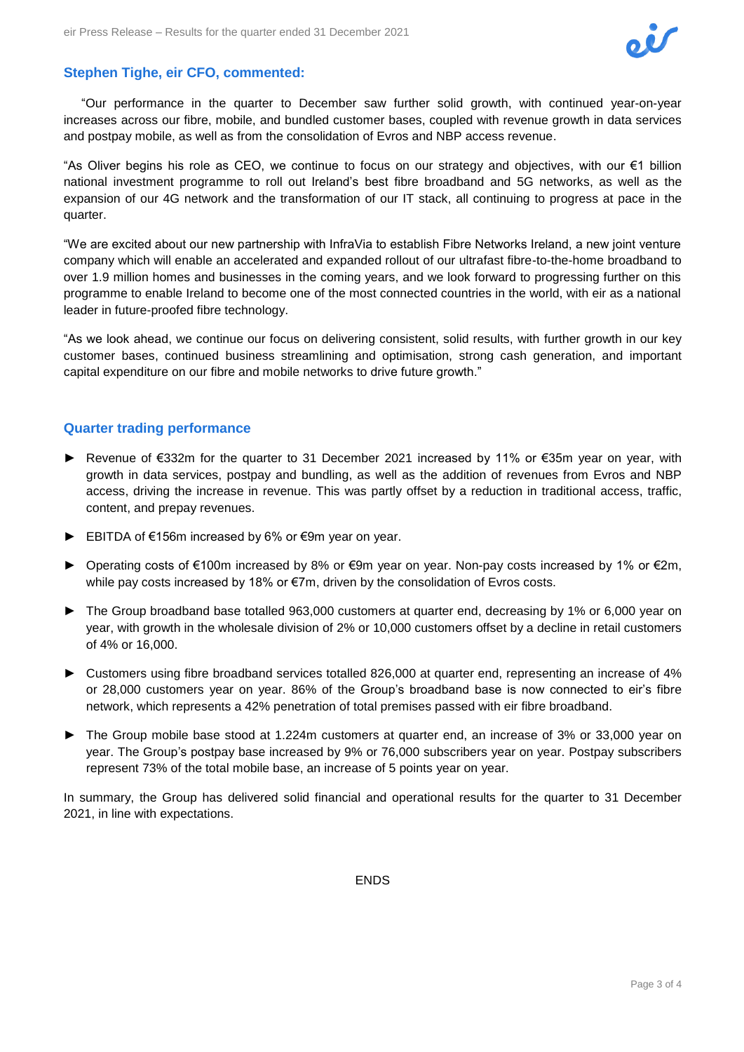## Stephen Tighe, eir CFO, commented:

"Our performance in the quarter to December saw further solid growth, with continued year-on-year increases across our fibre, mobile, and bundled customer bases, coupled with revenue growth in data services and postpay mobile, as well as from the consolidation of Evros and NBP access revenue.

"As Oliver begins his role as CEO, we continue to focus on our strategy and objectives, with our €1 billion national investment programme to roll out Ireland's best fibre broadband and 5G networks, as well as the expansion of our 4G network and the transformation of our IT stack, all continuing to progress at pace in the quarter.

"We are excited about our new partnership with InfraVia to establish Fibre Networks Ireland, a new joint venture company which will enable an accelerated and expanded rollout of our ultrafast fibre-to-the-home broadband to over 1.9 million homes and businesses in the coming years, and we look forward to progressing further on this programme to enable Ireland to become one of the most connected countries in the world, with eir as a national leader in future-proofed fibre technology.

"As we look ahead, we continue our focus on delivering consistent, solid results, with further growth in our key customer bases, continued business streamlining and optimisation, strong cash generation, and important capital expenditure on our fibre and mobile networks to drive future growth."

## Quarter trading performance

- Revenue of €332m for the quarter to 31 December 2021 increased by 11% or €35m year on year, with growth in data services, postpay and bundling, as well as the addition of revenues from Evros and NBP access, driving the increase in revenue. This was partly offset by a reduction in traditional access, traffic, content, and prepay revenues.
- EBITDA of €156m increased by 6% or €9m year on year.
- Operating costs of €100m increased by 8% or €9m year on year. Non-pay costs increased by 1% or €2m, while pay costs increased by 18% or €7m, driven by the consolidation of Evros costs.
- The Group broadband base totalled 963,000 customers at quarter end, decreasing by 1% or 6,000 year on year, with growth in the wholesale division of 2% or 10,000 customers offset by a decline in retail customers of 4% or 16,000.
- Customers using fibre broadband services totalled 826,000 at quarter end, representing an increase of 4% or 28,000 customers year on year. 86% of the Group's broadband base is now connected to eir's fibre network, which represents a 42% penetration of total premises passed with eir fibre broadband.
- The Group mobile base stood at 1.224m customers at quarter end, an increase of 3% or 33,000 year on year. The Group's postpay base increased by 9% or 76,000 subscribers year on year. Postpay subscribers represent 73% of the total mobile base, an increase of 5 points year on year.

In summary, the Group has delivered solid financial and operational results for the quarter to 31 December 2021, in line with expectations.

ENDS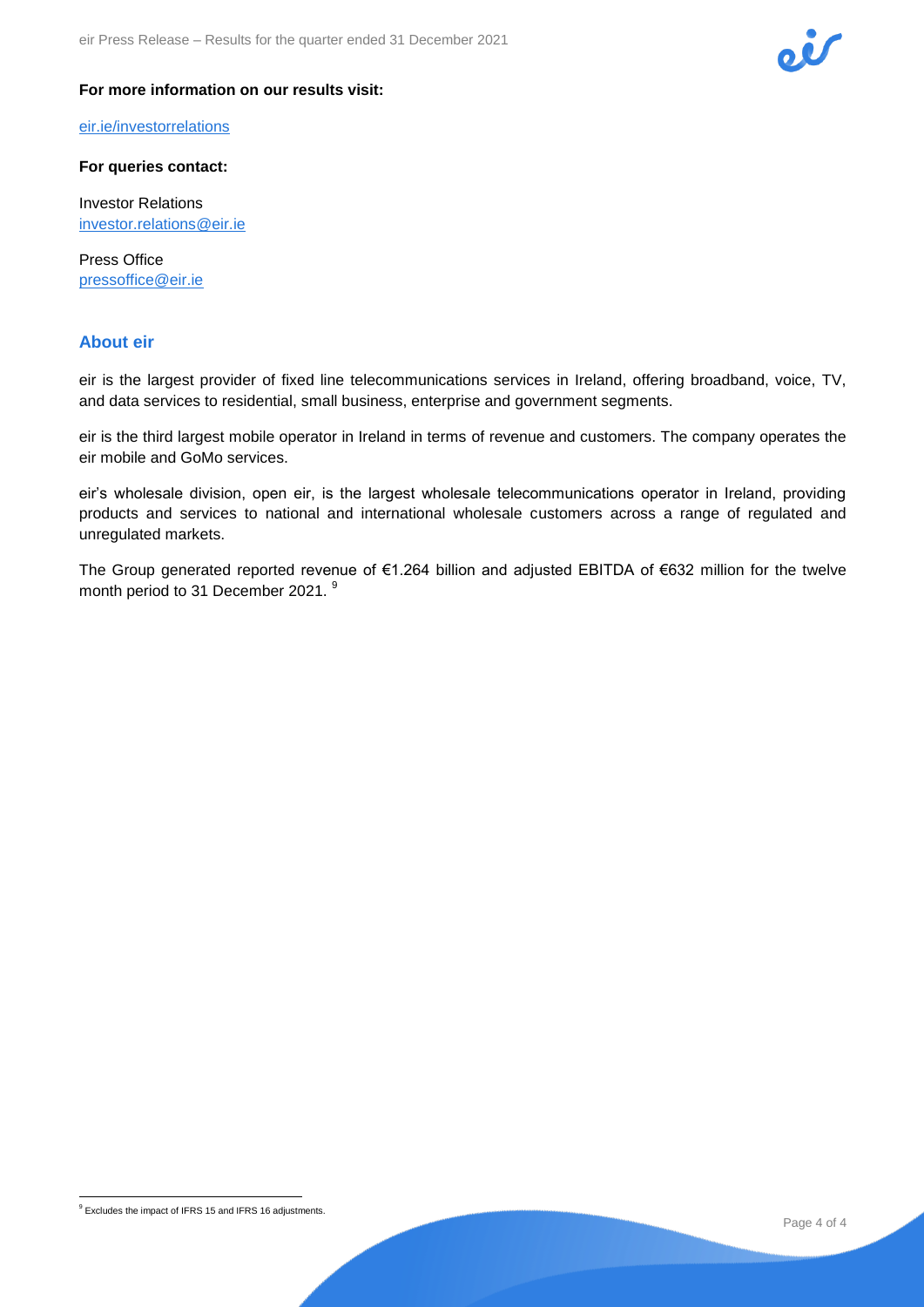**For more information on our results visit:**

[eir.ie/investorrelations](eir.ie/investorrelations)

**For queries contact:**

Investor Relations
investor.relations@eir.ie

Press Office
pressoffice@eir.ie

## About eir

eir is the largest provider of fixed line telecommunications services in Ireland, offering broadband, voice, TV, and data services to residential, small business, enterprise and government segments.

eir is the third largest mobile operator in Ireland in terms of revenue and customers. The company operates the eir mobile and GoMo services.

eir's wholesale division, open eir, is the largest wholesale telecommunications operator in Ireland, providing products and services to national and international wholesale customers across a range of regulated and unregulated markets.

The Group generated reported revenue of €1.264 billion and adjusted EBITDA of €632 million for the twelve month period to 31 December 2021. [9]

---

[9] Excludes the impact of IFRS 15 and IFRS 16 adjustments.